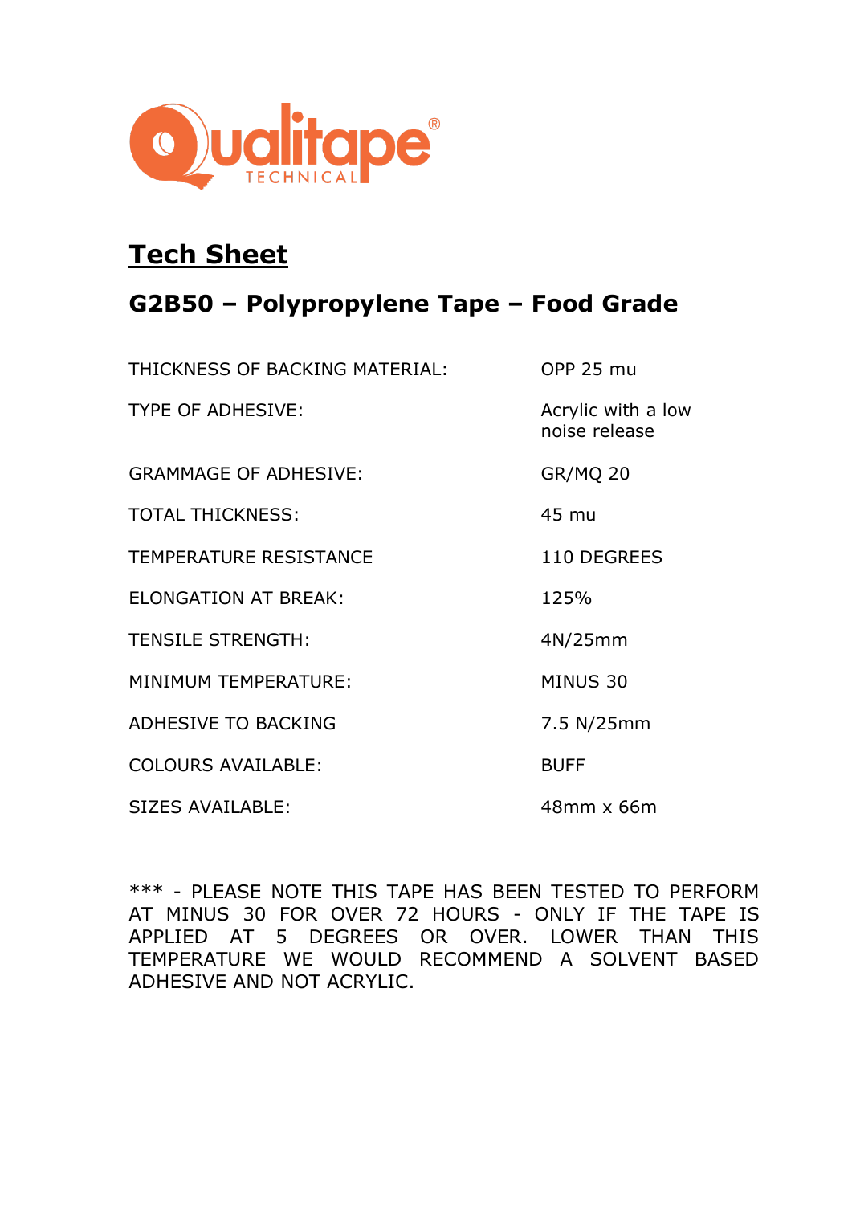Qualitape® TECHNICAL

# Tech Sheet

## G2B50 – Polypropylene Tape – Food Grade

| | |
|---|---|
| THICKNESS OF BACKING MATERIAL: | OPP 25 mu |
| TYPE OF ADHESIVE: | Acrylic with a low noise release |
| GRAMMAGE OF ADHESIVE: | GR/MQ 20 |
| TOTAL THICKNESS: | 45 mu |
| TEMPERATURE RESISTANCE | 110 DEGREES |
| ELONGATION AT BREAK: | 125% |
| TENSILE STRENGTH: | 4N/25mm |
| MINIMUM TEMPERATURE: | MINUS 30 |
| ADHESIVE TO BACKING | 7.5 N/25mm |
| COLOURS AVAILABLE: | BUFF |
| SIZES AVAILABLE: | 48mm x 66m |

*** - PLEASE NOTE THIS TAPE HAS BEEN TESTED TO PERFORM AT MINUS 30 FOR OVER 72 HOURS - ONLY IF THE TAPE IS APPLIED AT 5 DEGREES OR OVER. LOWER THAN THIS TEMPERATURE WE WOULD RECOMMEND A SOLVENT BASED ADHESIVE AND NOT ACRYLIC.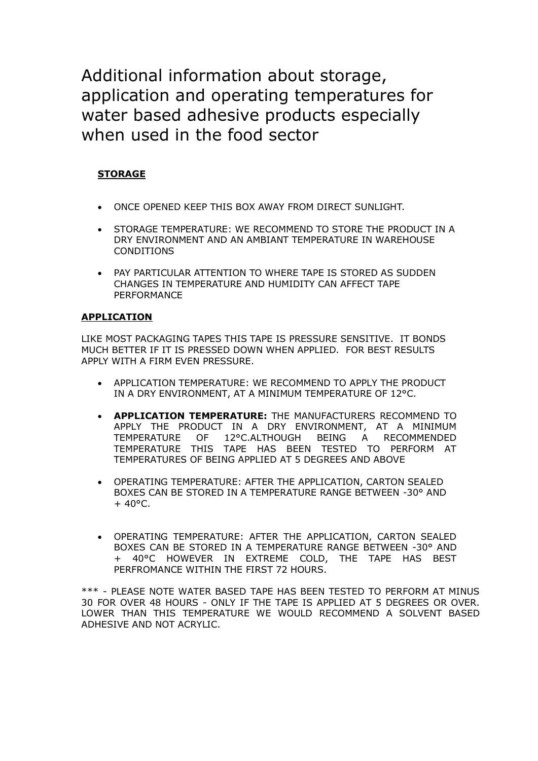# Additional information about storage, application and operating temperatures for water based adhesive products especially when used in the food sector

## STORAGE

- ONCE OPENED KEEP THIS BOX AWAY FROM DIRECT SUNLIGHT.
- STORAGE TEMPERATURE: WE RECOMMEND TO STORE THE PRODUCT IN A DRY ENVIRONMENT AND AN AMBIANT TEMPERATURE IN WAREHOUSE CONDITIONS
- PAY PARTICULAR ATTENTION TO WHERE TAPE IS STORED AS SUDDEN CHANGES IN TEMPERATURE AND HUMIDITY CAN AFFECT TAPE PERFORMANCE

## APPLICATION

LIKE MOST PACKAGING TAPES THIS TAPE IS PRESSURE SENSITIVE. IT BONDS MUCH BETTER IF IT IS PRESSED DOWN WHEN APPLIED. FOR BEST RESULTS APPLY WITH A FIRM EVEN PRESSURE.

- APPLICATION TEMPERATURE: WE RECOMMEND TO APPLY THE PRODUCT IN A DRY ENVIRONMENT, AT A MINIMUM TEMPERATURE OF 12°C.
- **APPLICATION TEMPERATURE:** THE MANUFACTURERS RECOMMEND TO APPLY THE PRODUCT IN A DRY ENVIRONMENT, AT A MINIMUM TEMPERATURE OF 12°C.ALTHOUGH BEING A RECOMMENDED TEMPERATURE THIS TAPE HAS BEEN TESTED TO PERFORM AT TEMPERATURES OF BEING APPLIED AT 5 DEGREES AND ABOVE
- OPERATING TEMPERATURE: AFTER THE APPLICATION, CARTON SEALED BOXES CAN BE STORED IN A TEMPERATURE RANGE BETWEEN -30° AND + 40°C.
- OPERATING TEMPERATURE: AFTER THE APPLICATION, CARTON SEALED BOXES CAN BE STORED IN A TEMPERATURE RANGE BETWEEN -30° AND + 40°C HOWEVER IN EXTREME COLD, THE TAPE HAS BEST PERFROMANCE WITHIN THE FIRST 72 HOURS.

*** - PLEASE NOTE WATER BASED TAPE HAS BEEN TESTED TO PERFORM AT MINUS 30 FOR OVER 48 HOURS - ONLY IF THE TAPE IS APPLIED AT 5 DEGREES OR OVER. LOWER THAN THIS TEMPERATURE WE WOULD RECOMMEND A SOLVENT BASED ADHESIVE AND NOT ACRYLIC.